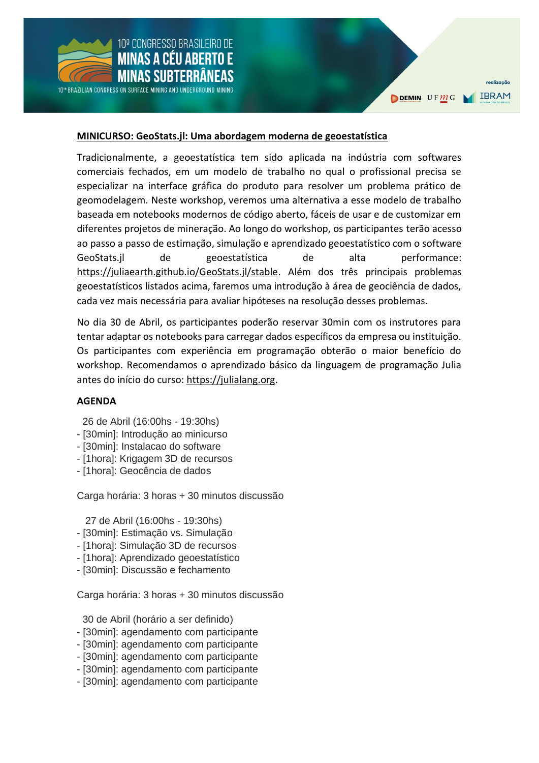**MINICURSO: GeoStats.jl: Uma abordagem moderna de geoestatística**

Tradicionalmente, a geoestatística tem sido aplicada na indústria com softwares comerciais fechados, em um modelo de trabalho no qual o profissional precisa se especializar na interface gráfica do produto para resolver um problema prático de geomodelagem. Neste workshop, veremos uma alternativa a esse modelo de trabalho baseada em notebooks modernos de código aberto, fáceis de usar e de customizar em diferentes projetos de mineração. Ao longo do workshop, os participantes terão acesso ao passo a passo de estimação, simulação e aprendizado geoestatístico com o software GeoStats.jl de geoestatística de alta performance: https://juliaearth.github.io/GeoStats.jl/stable. Além dos três principais problemas geoestatísticos listados acima, faremos uma introdução à área de geociência de dados, cada vez mais necessária para avaliar hipóteses na resolução desses problemas.

No dia 30 de Abril, os participantes poderão reservar 30min com os instrutores para tentar adaptar os notebooks para carregar dados específicos da empresa ou instituição. Os participantes com experiência em programação obterão o maior benefício do workshop. Recomendamos o aprendizado básico da linguagem de programação Julia antes do início do curso: https://julialang.org.

**AGENDA**

26 de Abril (16:00hs - 19:30hs)
- [30min]: Introdução ao minicurso
- [30min]: Instalacao do software
- [1hora]: Krigagem 3D de recursos
- [1hora]: Geocência de dados

Carga horária: 3 horas + 30 minutos discussão

27 de Abril (16:00hs - 19:30hs)
- [30min]: Estimação vs. Simulação
- [1hora]: Simulação 3D de recursos
- [1hora]: Aprendizado geoestatístico
- [30min]: Discussão e fechamento

Carga horária: 3 horas + 30 minutos discussão

30 de Abril (horário a ser definido)
- [30min]: agendamento com participante
- [30min]: agendamento com participante
- [30min]: agendamento com participante
- [30min]: agendamento com participante
- [30min]: agendamento com participante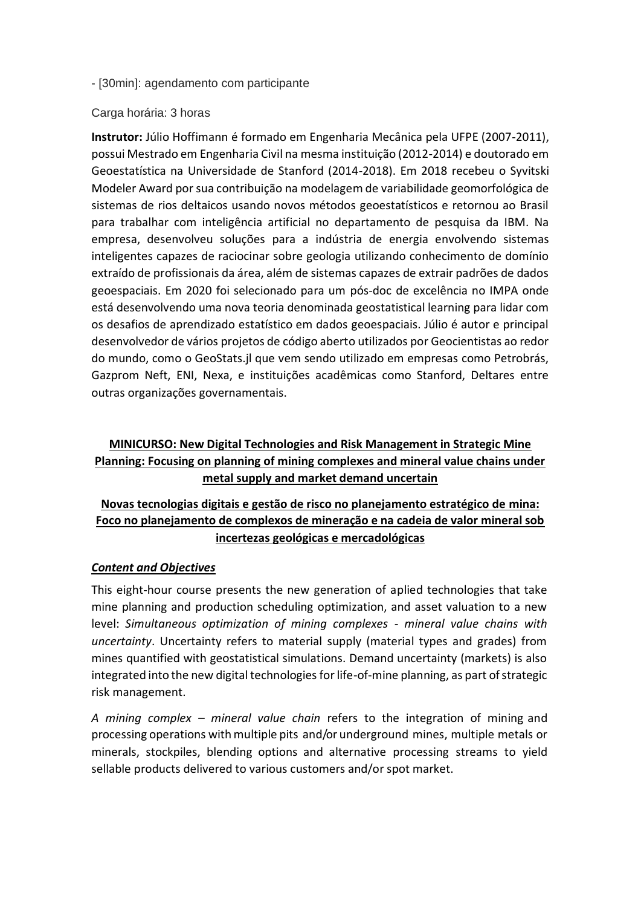- [30min]: agendamento com participante

Carga horária: 3 horas

**Instrutor:** Júlio Hoffimann é formado em Engenharia Mecânica pela UFPE (2007-2011), possui Mestrado em Engenharia Civil na mesma instituição (2012-2014) e doutorado em Geoestatística na Universidade de Stanford (2014-2018). Em 2018 recebeu o Syvitski Modeler Award por sua contribuição na modelagem de variabilidade geomorfológica de sistemas de rios deltaicos usando novos métodos geoestatísticos e retornou ao Brasil para trabalhar com inteligência artificial no departamento de pesquisa da IBM. Na empresa, desenvolveu soluções para a indústria de energia envolvendo sistemas inteligentes capazes de raciocinar sobre geologia utilizando conhecimento de domínio extraído de profissionais da área, além de sistemas capazes de extrair padrões de dados geoespaciais. Em 2020 foi selecionado para um pós-doc de excelência no IMPA onde está desenvolvendo uma nova teoria denominada geostatistical learning para lidar com os desafios de aprendizado estatístico em dados geoespaciais. Júlio é autor e principal desenvolvedor de vários projetos de código aberto utilizados por Geocientistas ao redor do mundo, como o GeoStats.jl que vem sendo utilizado em empresas como Petrobrás, Gazprom Neft, ENI, Nexa, e instituições acadêmicas como Stanford, Deltares entre outras organizações governamentais.

## MINICURSO: New Digital Technologies and Risk Management in Strategic Mine Planning: Focusing on planning of mining complexes and mineral value chains under metal supply and market demand uncertain

## Novas tecnologias digitais e gestão de risco no planejamento estratégico de mina: Foco no planejamento de complexos de mineração e na cadeia de valor mineral sob incertezas geológicas e mercadológicas

### *Content and Objectives*

This eight-hour course presents the new generation of aplied technologies that take mine planning and production scheduling optimization, and asset valuation to a new level: *Simultaneous optimization of mining complexes - mineral value chains with uncertainty*. Uncertainty refers to material supply (material types and grades) from mines quantified with geostatistical simulations. Demand uncertainty (markets) is also integrated into the new digital technologies for life-of-mine planning, as part of strategic risk management.

*A mining complex – mineral value chain* refers to the integration of mining and processing operations with multiple pits and/or underground mines, multiple metals or minerals, stockpiles, blending options and alternative processing streams to yield sellable products delivered to various customers and/or spot market.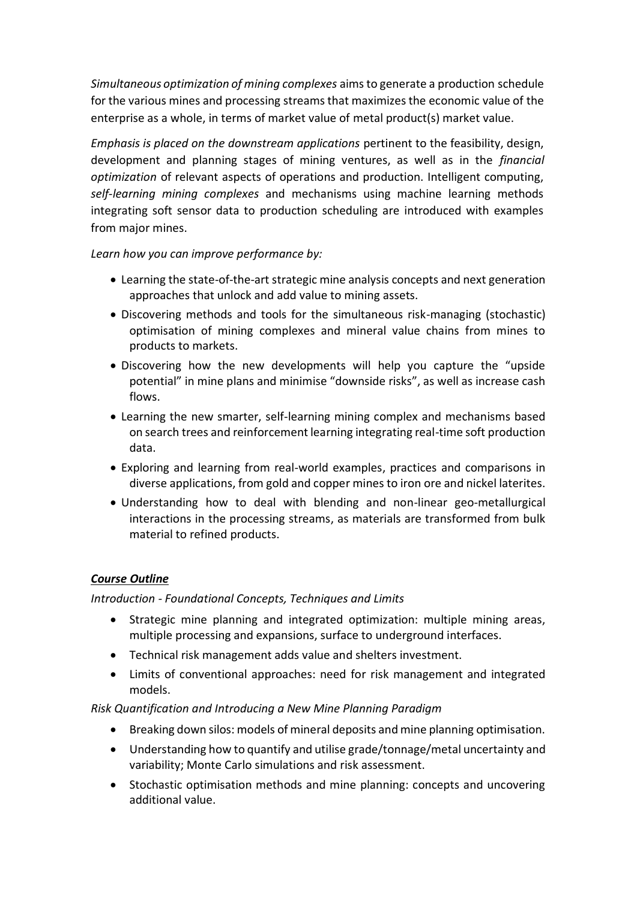*Simultaneous optimization of mining complexes* aims to generate a production schedule for the various mines and processing streams that maximizes the economic value of the enterprise as a whole, in terms of market value of metal product(s) market value.

*Emphasis is placed on the downstream applications* pertinent to the feasibility, design, development and planning stages of mining ventures, as well as in the *financial optimization* of relevant aspects of operations and production. Intelligent computing, *self-learning mining complexes* and mechanisms using machine learning methods integrating soft sensor data to production scheduling are introduced with examples from major mines.

*Learn how you can improve performance by:*

- Learning the state-of-the-art strategic mine analysis concepts and next generation approaches that unlock and add value to mining assets.
- Discovering methods and tools for the simultaneous risk-managing (stochastic) optimisation of mining complexes and mineral value chains from mines to products to markets.
- Discovering how the new developments will help you capture the "upside potential" in mine plans and minimise "downside risks", as well as increase cash flows.
- Learning the new smarter, self-learning mining complex and mechanisms based on search trees and reinforcement learning integrating real-time soft production data.
- Exploring and learning from real-world examples, practices and comparisons in diverse applications, from gold and copper mines to iron ore and nickel laterites.
- Understanding how to deal with blending and non-linear geo-metallurgical interactions in the processing streams, as materials are transformed from bulk material to refined products.

## ***Course Outline***

*Introduction - Foundational Concepts, Techniques and Limits*

- Strategic mine planning and integrated optimization: multiple mining areas, multiple processing and expansions, surface to underground interfaces.
- Technical risk management adds value and shelters investment.
- Limits of conventional approaches: need for risk management and integrated models.

*Risk Quantification and Introducing a New Mine Planning Paradigm*

- Breaking down silos: models of mineral deposits and mine planning optimisation.
- Understanding how to quantify and utilise grade/tonnage/metal uncertainty and variability; Monte Carlo simulations and risk assessment.
- Stochastic optimisation methods and mine planning: concepts and uncovering additional value.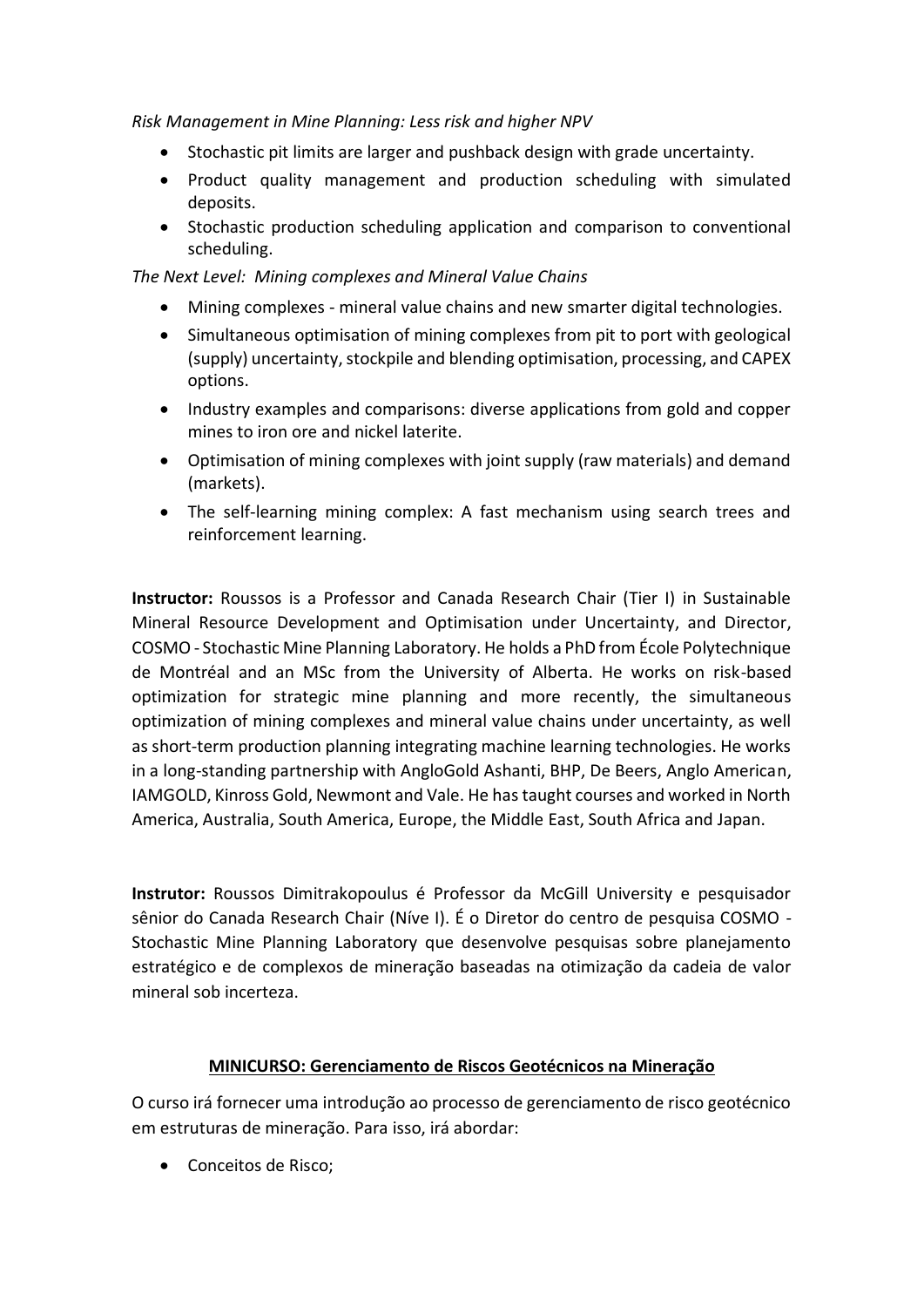*Risk Management in Mine Planning: Less risk and higher NPV*

- Stochastic pit limits are larger and pushback design with grade uncertainty.
- Product quality management and production scheduling with simulated deposits.
- Stochastic production scheduling application and comparison to conventional scheduling.

*The Next Level: Mining complexes and Mineral Value Chains*

- Mining complexes - mineral value chains and new smarter digital technologies.
- Simultaneous optimisation of mining complexes from pit to port with geological (supply) uncertainty, stockpile and blending optimisation, processing, and CAPEX options.
- Industry examples and comparisons: diverse applications from gold and copper mines to iron ore and nickel laterite.
- Optimisation of mining complexes with joint supply (raw materials) and demand (markets).
- The self-learning mining complex: A fast mechanism using search trees and reinforcement learning.

**Instructor:** Roussos is a Professor and Canada Research Chair (Tier I) in Sustainable Mineral Resource Development and Optimisation under Uncertainty, and Director, COSMO - Stochastic Mine Planning Laboratory. He holds a PhD from École Polytechnique de Montréal and an MSc from the University of Alberta. He works on risk-based optimization for strategic mine planning and more recently, the simultaneous optimization of mining complexes and mineral value chains under uncertainty, as well as short-term production planning integrating machine learning technologies. He works in a long-standing partnership with AngloGold Ashanti, BHP, De Beers, Anglo American, IAMGOLD, Kinross Gold, Newmont and Vale. He has taught courses and worked in North America, Australia, South America, Europe, the Middle East, South Africa and Japan.

**Instrutor:** Roussos Dimitrakopoulus é Professor da McGill University e pesquisador sênior do Canada Research Chair (Níve I). É o Diretor do centro de pesquisa COSMO - Stochastic Mine Planning Laboratory que desenvolve pesquisas sobre planejamento estratégico e de complexos de mineração baseadas na otimização da cadeia de valor mineral sob incerteza.

**MINICURSO: Gerenciamento de Riscos Geotécnicos na Mineração**

O curso irá fornecer uma introdução ao processo de gerenciamento de risco geotécnico em estruturas de mineração. Para isso, irá abordar:

- Conceitos de Risco;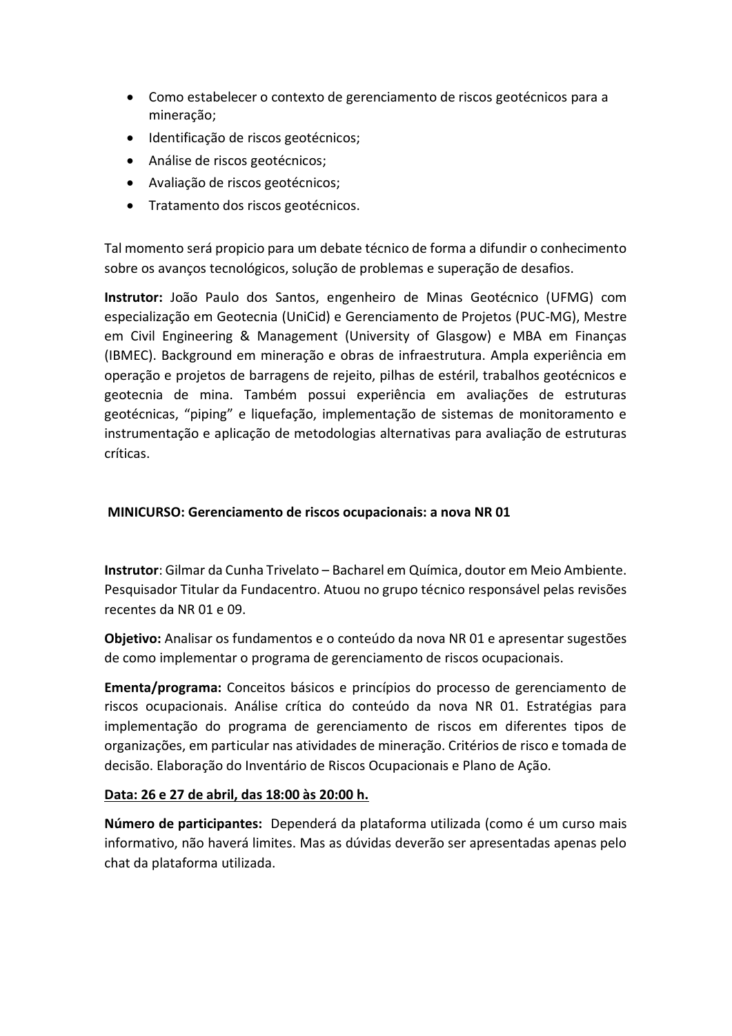- Como estabelecer o contexto de gerenciamento de riscos geotécnicos para a mineração;
- Identificação de riscos geotécnicos;
- Análise de riscos geotécnicos;
- Avaliação de riscos geotécnicos;
- Tratamento dos riscos geotécnicos.

Tal momento será propicio para um debate técnico de forma a difundir o conhecimento sobre os avanços tecnológicos, solução de problemas e superação de desafios.

**Instrutor:** João Paulo dos Santos, engenheiro de Minas Geotécnico (UFMG) com especialização em Geotecnia (UniCid) e Gerenciamento de Projetos (PUC-MG), Mestre em Civil Engineering & Management (University of Glasgow) e MBA em Finanças (IBMEC). Background em mineração e obras de infraestrutura. Ampla experiência em operação e projetos de barragens de rejeito, pilhas de estéril, trabalhos geotécnicos e geotecnia de mina. Também possui experiência em avaliações de estruturas geotécnicas, “piping” e liquefação, implementação de sistemas de monitoramento e instrumentação e aplicação de metodologias alternativas para avaliação de estruturas críticas.

**MINICURSO: Gerenciamento de riscos ocupacionais: a nova NR 01**

**Instrutor**: Gilmar da Cunha Trivelato – Bacharel em Química, doutor em Meio Ambiente. Pesquisador Titular da Fundacentro. Atuou no grupo técnico responsável pelas revisões recentes da NR 01 e 09.

**Objetivo:** Analisar os fundamentos e o conteúdo da nova NR 01 e apresentar sugestões de como implementar o programa de gerenciamento de riscos ocupacionais.

**Ementa/programa:** Conceitos básicos e princípios do processo de gerenciamento de riscos ocupacionais. Análise crítica do conteúdo da nova NR 01. Estratégias para implementação do programa de gerenciamento de riscos em diferentes tipos de organizações, em particular nas atividades de mineração. Critérios de risco e tomada de decisão. Elaboração do Inventário de Riscos Ocupacionais e Plano de Ação.

**Data: 26 e 27 de abril, das 18:00 às 20:00 h.**

**Número de participantes:** Dependerá da plataforma utilizada (como é um curso mais informativo, não haverá limites. Mas as dúvidas deverão ser apresentadas apenas pelo chat da plataforma utilizada.